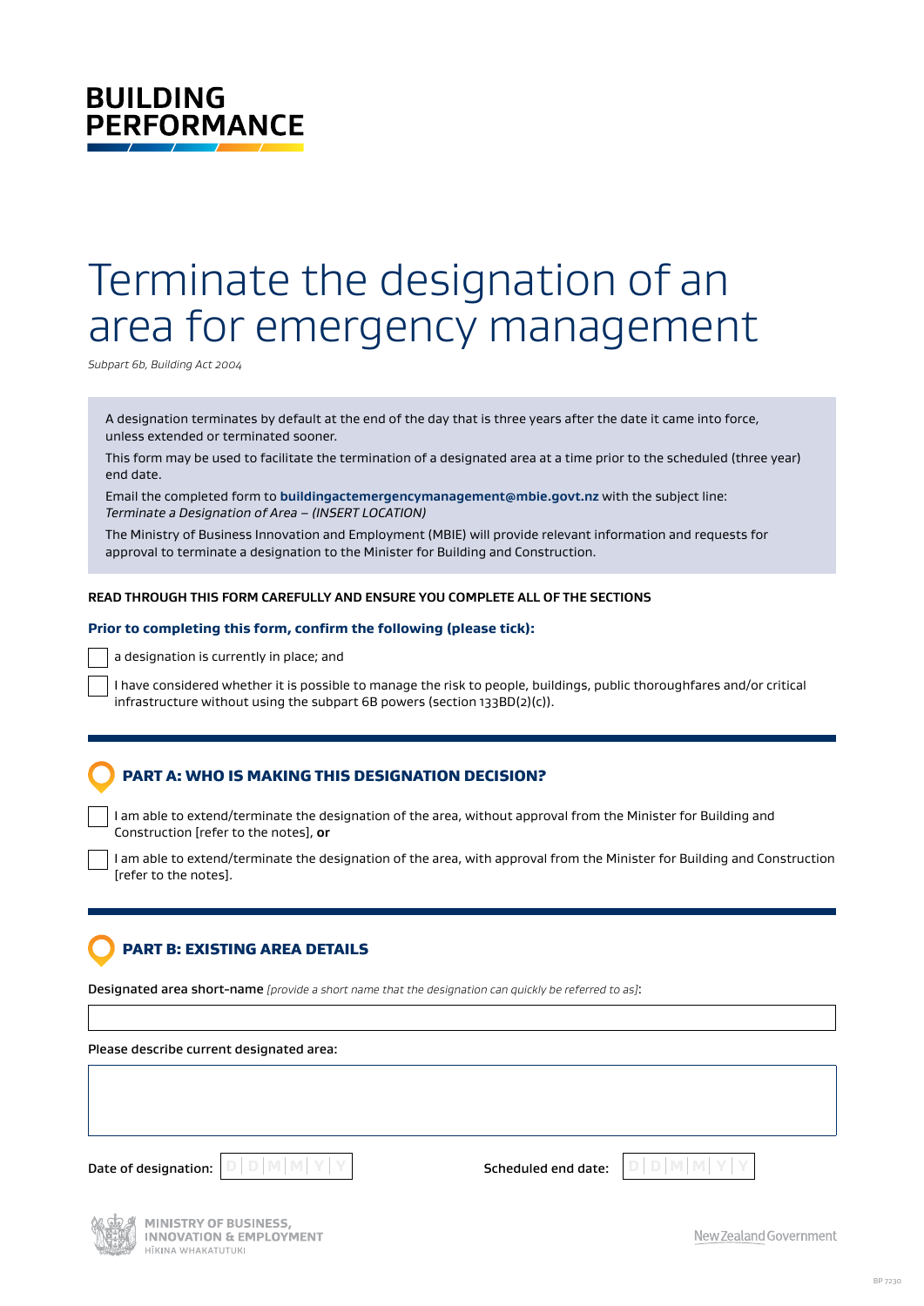BUILDING PERFORMANCE

# Terminate the designation of an area for emergency management

*Subpart 6b, Building Act 2004*

A designation terminates by default at the end of the day that is three years after the date it came into force, unless extended or terminated sooner.

This form may be used to facilitate the termination of a designated area at a time prior to the scheduled (three year) end date.

Email the completed form to **buildingactemergencymanagement@mbie.govt.nz** with the subject line: *Terminate a Designation of Area – (INSERT LOCATION)*

The Ministry of Business Innovation and Employment (MBIE) will provide relevant information and requests for approval to terminate a designation to the Minister for Building and Construction.

**READ THROUGH THIS FORM CAREFULLY AND ENSURE YOU COMPLETE ALL OF THE SECTIONS**

**Prior to completing this form, confirm the following (please tick):**

- ☐ a designation is currently in place; and
- ☐ I have considered whether it is possible to manage the risk to people, buildings, public thoroughfares and/or critical infrastructure without using the subpart 6B powers (section 133BD(2)(c)).

## PART A: WHO IS MAKING THIS DESIGNATION DECISION?

- ☐ I am able to extend/terminate the designation of the area, without approval from the Minister for Building and Construction [refer to the notes], **or**
- ☐ I am able to extend/terminate the designation of the area, with approval from the Minister for Building and Construction [refer to the notes].

## PART B: EXISTING AREA DETAILS

Designated area short-name *[provide a short name that the designation can quickly be referred to as]*:

Please describe current designated area:

Date of designation: D D M M Y Y

Scheduled end date: D D M M Y Y

MINISTRY OF BUSINESS, INNOVATION & EMPLOYMENT
HĪKINA WHAKATUTUKI

New Zealand Government

BP 7230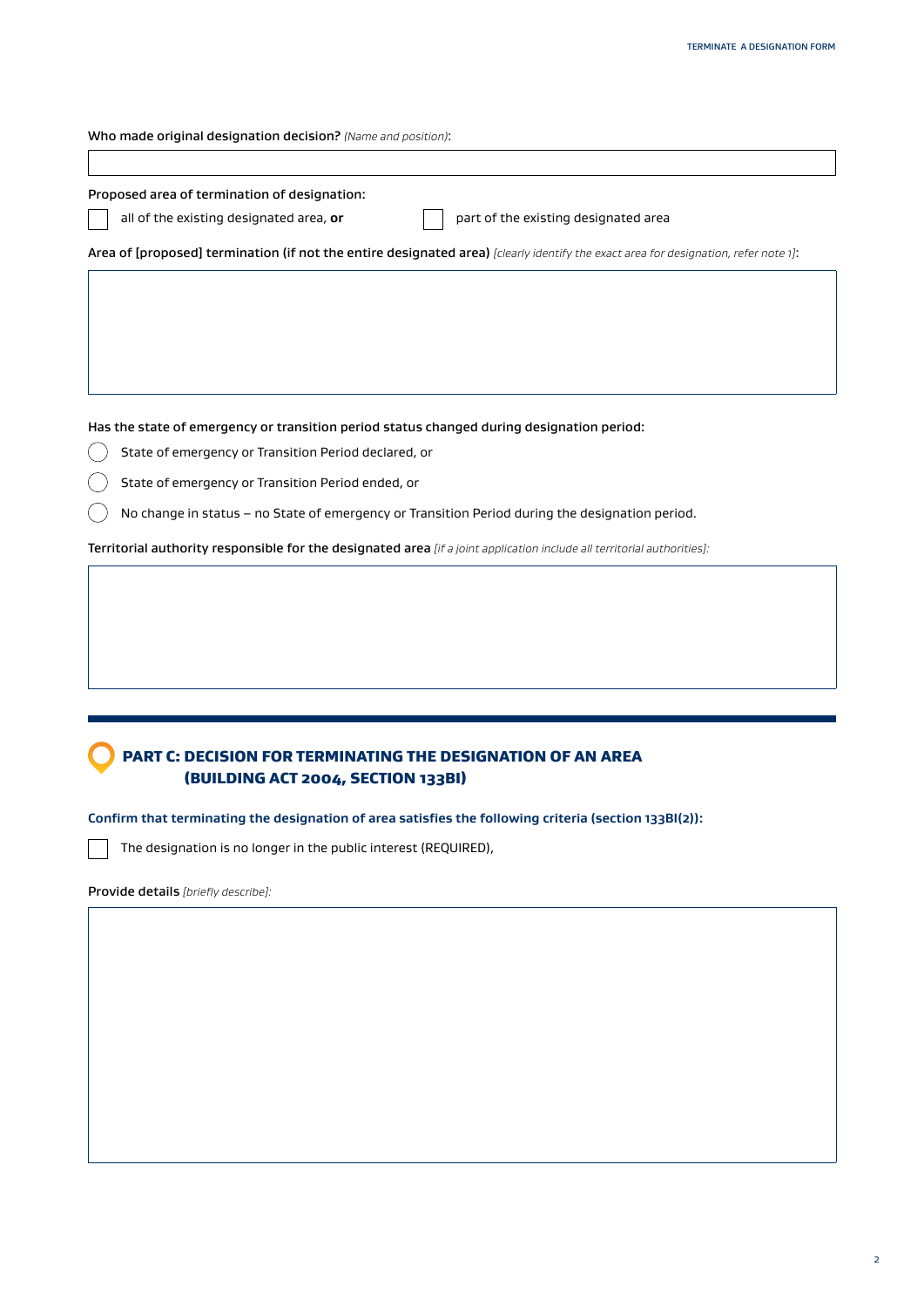Who made original designation decision? *(Name and position)*:

Proposed area of termination of designation:

- [ ] all of the existing designated area, **or**
- [ ] part of the existing designated area

**Area of [proposed] termination (if not the entire designated area)** *[clearly identify the exact area for designation, refer note 1]*:

**Has the state of emergency or transition period status changed during designation period:**

- ◯ State of emergency or Transition Period declared, or
- ◯ State of emergency or Transition Period ended, or
- ◯ No change in status – no State of emergency or Transition Period during the designation period.

**Territorial authority responsible for the designated area** *[if a joint application include all territorial authorities]:*

## PART C: DECISION FOR TERMINATING THE DESIGNATION OF AN AREA (BUILDING ACT 2004, SECTION 133BI)

**Confirm that terminating the designation of area satisfies the following criteria (section 133BI(2)):**

- [ ] The designation is no longer in the public interest (REQUIRED),

**Provide details** *[briefly describe]:*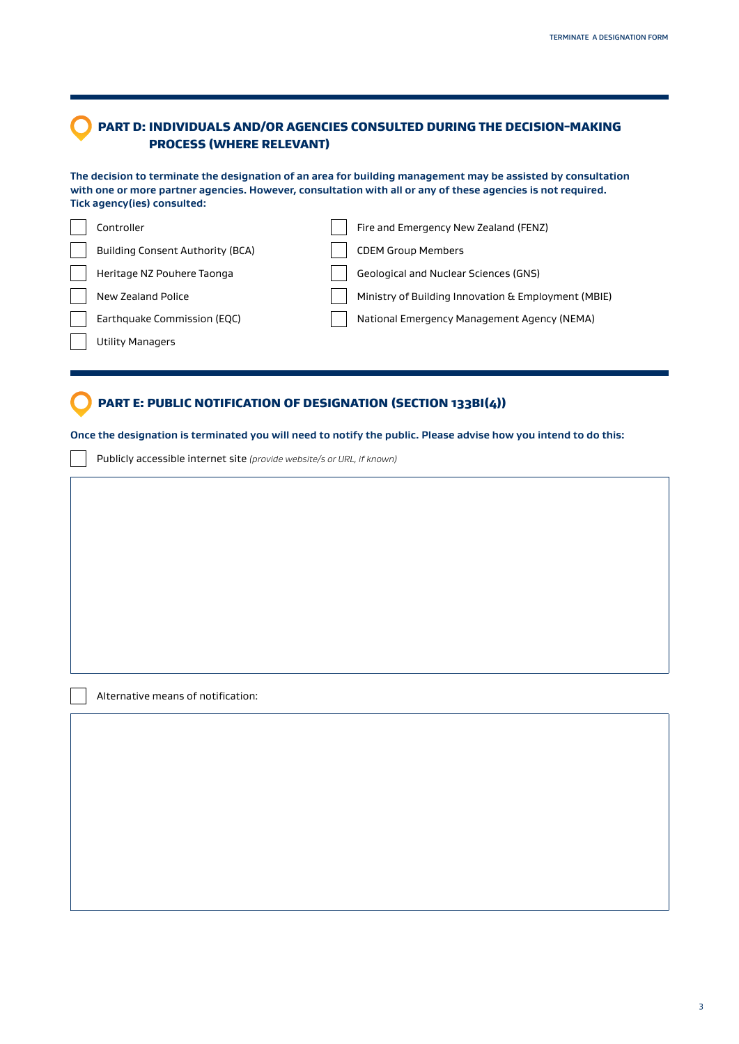## PART D: INDIVIDUALS AND/OR AGENCIES CONSULTED DURING THE DECISION-MAKING PROCESS (WHERE RELEVANT)

**The decision to terminate the designation of an area for building management may be assisted by consultation with one or more partner agencies. However, consultation with all or any of these agencies is not required. Tick agency(ies) consulted:**

- ☐ Controller
- ☐ Building Consent Authority (BCA)
- ☐ Heritage NZ Pouhere Taonga
- ☐ New Zealand Police
- ☐ Earthquake Commission (EQC)
- ☐ Utility Managers
- ☐ Fire and Emergency New Zealand (FENZ)
- ☐ CDEM Group Members
- ☐ Geological and Nuclear Sciences (GNS)
- ☐ Ministry of Building Innovation & Employment (MBIE)
- ☐ National Emergency Management Agency (NEMA)

## PART E: PUBLIC NOTIFICATION OF DESIGNATION (SECTION 133BI(4))

**Once the designation is terminated you will need to notify the public. Please advise how you intend to do this:**

☐ Publicly accessible internet site *(provide website/s or URL, if known)*

☐ Alternative means of notification: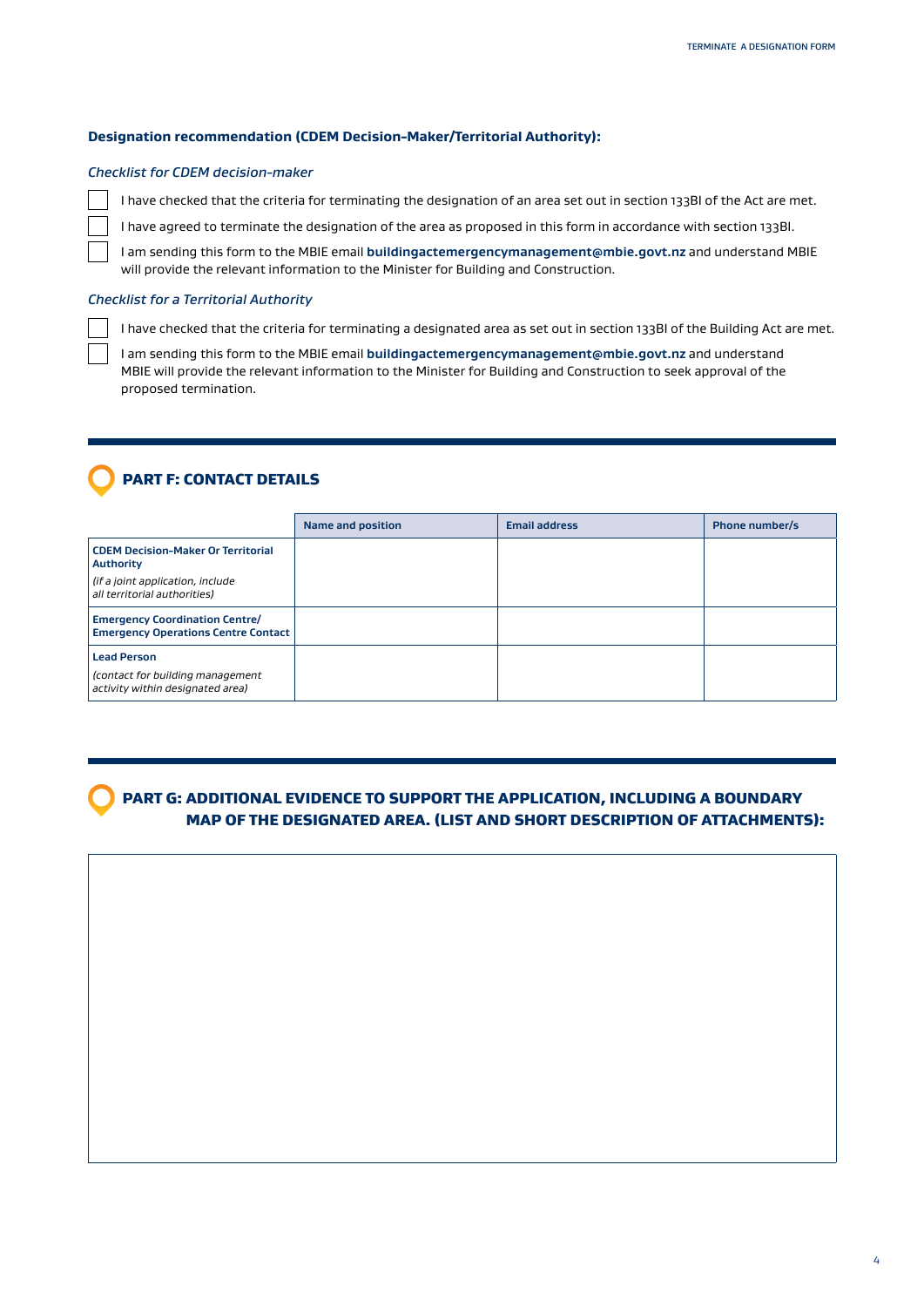**Designation recommendation (CDEM Decision-Maker/Territorial Authority):**

*Checklist for CDEM decision-maker*

- ☐ I have checked that the criteria for terminating the designation of an area set out in section 133BI of the Act are met.
- ☐ I have agreed to terminate the designation of the area as proposed in this form in accordance with section 133BI.
- ☐ I am sending this form to the MBIE email **buildingactemergencymanagement@mbie.govt.nz** and understand MBIE will provide the relevant information to the Minister for Building and Construction.

*Checklist for a Territorial Authority*

- ☐ I have checked that the criteria for terminating a designated area as set out in section 133BI of the Building Act are met.
- ☐ I am sending this form to the MBIE email **buildingactemergencymanagement@mbie.govt.nz** and understand MBIE will provide the relevant information to the Minister for Building and Construction to seek approval of the proposed termination.

## PART F: CONTACT DETAILS

| | Name and position | Email address | Phone number/s |
|---|---|---|---|
| **CDEM Decision-Maker Or Territorial Authority** *(if a joint application, include all territorial authorities)* | | | |
| **Emergency Coordination Centre/ Emergency Operations Centre Contact** | | | |
| **Lead Person** *(contact for building management activity within designated area)* | | | |

## PART G: ADDITIONAL EVIDENCE TO SUPPORT THE APPLICATION, INCLUDING A BOUNDARY MAP OF THE DESIGNATED AREA. (LIST AND SHORT DESCRIPTION OF ATTACHMENTS):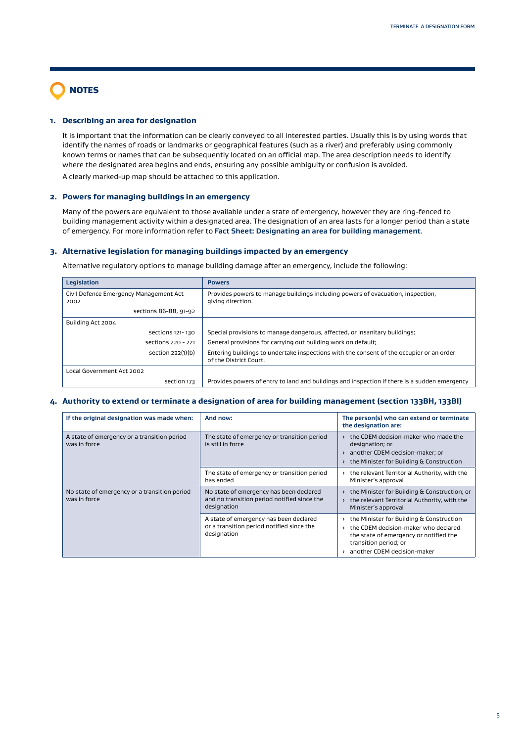## NOTES

### 1. Describing an area for designation

It is important that the information can be clearly conveyed to all interested parties. Usually this is by using words that identify the names of roads or landmarks or geographical features (such as a river) and preferably using commonly known terms or names that can be subsequently located on an official map. The area description needs to identify where the designated area begins and ends, ensuring any possible ambiguity or confusion is avoided.

A clearly marked-up map should be attached to this application.

### 2. Powers for managing buildings in an emergency

Many of the powers are equivalent to those available under a state of emergency, however they are ring-fenced to building management activity within a designated area. The designation of an area lasts for a longer period than a state of emergency. For more information refer to **Fact Sheet: Designating an area for building management**.

### 3. Alternative legislation for managing buildings impacted by an emergency

Alternative regulatory options to manage building damage after an emergency, include the following:

| Legislation | Powers |
|---|---|
| Civil Defence Emergency Management Act 2002 | Provides powers to manage buildings including powers of evacuation, inspection, giving direction. |
| sections 86-88, 91-92 | |
| Building Act 2004 | |
| sections 121- 130 | Special provisions to manage dangerous, affected, or insanitary buildings; |
| sections 220 - 221 | General provisions for carrying out building work on default; |
| section 222(1)(b) | Entering buildings to undertake inspections with the consent of the occupier or an order of the District Court. |
| Local Government Act 2002 | |
| section 173 | Provides powers of entry to land and buildings and inspection if there is a sudden emergency |

### 4. Authority to extend or terminate a designation of area for building management (section 133BH, 133BI)

| If the original designation was made when: | And now: | The person(s) who can extend or terminate the designation are: |
|---|---|---|
| A state of emergency or a transition period was in force | The state of emergency or transition period is still in force | › the CDEM decision-maker who made the designation; or<br>› another CDEM decision-maker; or<br>› the Minister for Building & Construction |
| | The state of emergency or transition period has ended | › the relevant Territorial Authority, with the Minister's approval |
| No state of emergency or a transition period was in force | No state of emergency has been declared and no transition period notified since the designation | › the Minister for Building & Construction; or<br>› the relevant Territorial Authority, with the Minister's approval |
| | A state of emergency has been declared or a transition period notified since the designation | › the Minister for Building & Construction<br>› the CDEM decision-maker who declared the state of emergency or notified the transition period; or<br>› another CDEM decision-maker |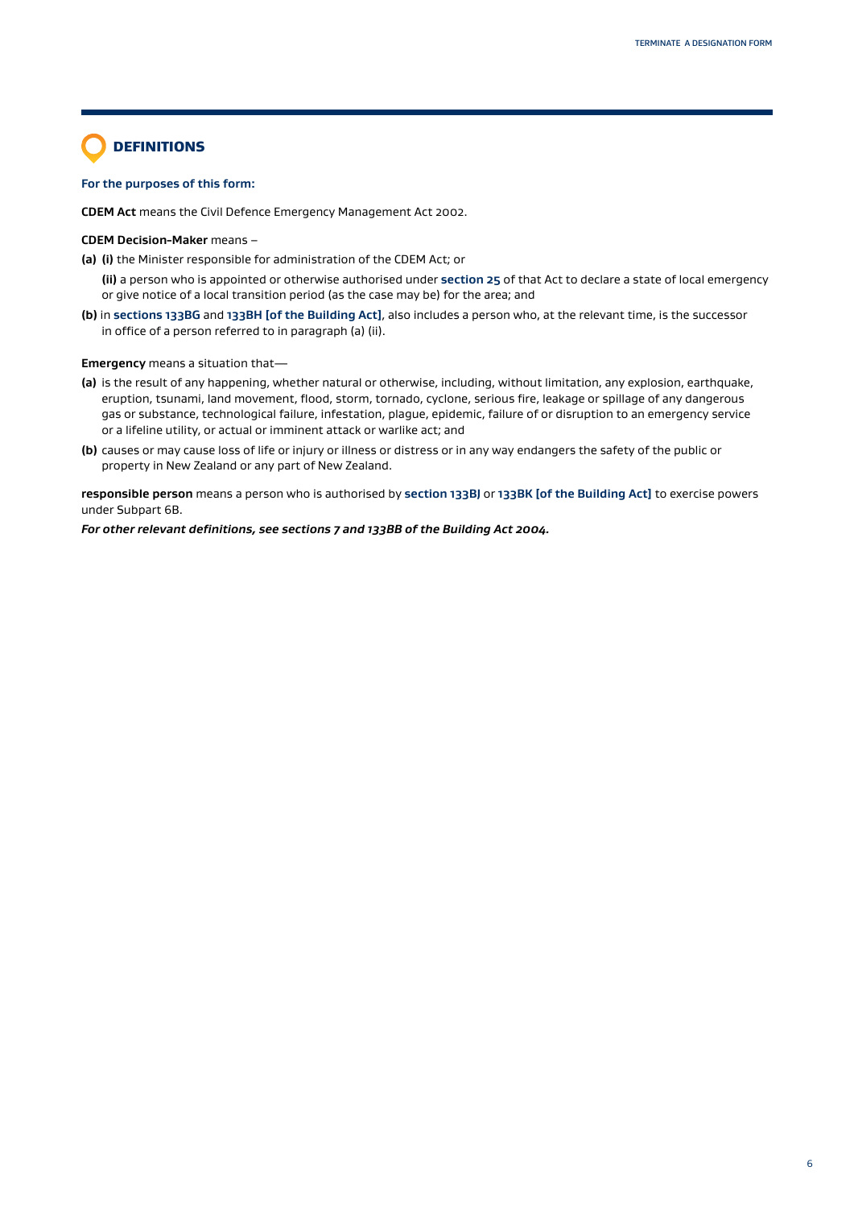## DEFINITIONS

**For the purposes of this form:**

**CDEM Act** means the Civil Defence Emergency Management Act 2002.

**CDEM Decision-Maker** means –

**(a)** **(i)** the Minister responsible for administration of the CDEM Act; or

**(ii)** a person who is appointed or otherwise authorised under **section 25** of that Act to declare a state of local emergency or give notice of a local transition period (as the case may be) for the area; and

**(b)** in **sections 133BG** and **133BH [of the Building Act]**, also includes a person who, at the relevant time, is the successor in office of a person referred to in paragraph (a) (ii).

**Emergency** means a situation that—

**(a)** is the result of any happening, whether natural or otherwise, including, without limitation, any explosion, earthquake, eruption, tsunami, land movement, flood, storm, tornado, cyclone, serious fire, leakage or spillage of any dangerous gas or substance, technological failure, infestation, plague, epidemic, failure of or disruption to an emergency service or a lifeline utility, or actual or imminent attack or warlike act; and

**(b)** causes or may cause loss of life or injury or illness or distress or in any way endangers the safety of the public or property in New Zealand or any part of New Zealand.

**responsible person** means a person who is authorised by **section 133BJ** or **133BK [of the Building Act]** to exercise powers under Subpart 6B.

***For other relevant definitions, see sections 7 and 133BB of the Building Act 2004.***